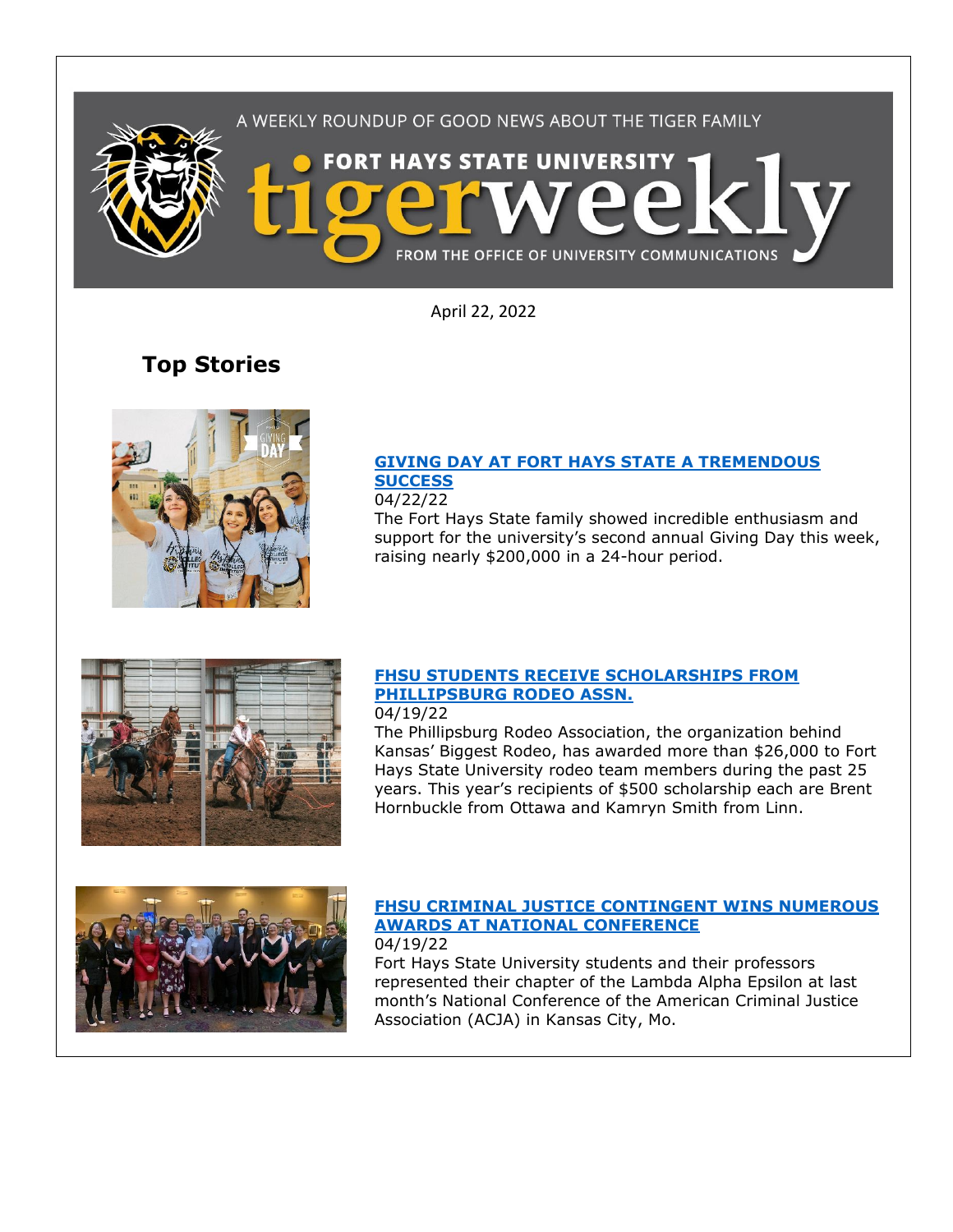A WEEKLY ROUNDUP OF GOOD NEWS ABOUT THE TIGER FAMILY

# FORT HAYS STATE UNIVERSITY tigerweekly

FROM THE OFFICE OF UNIVERSITY COMMUNICATIONS

April 22, 2022

## Top Stories

### GIVING DAY AT FORT HAYS STATE A TREMENDOUS SUCCESS

04/22/22

The Fort Hays State family showed incredible enthusiasm and support for the university's second annual Giving Day this week, raising nearly $200,000 in a 24-hour period.

### FHSU STUDENTS RECEIVE SCHOLARSHIPS FROM PHILLIPSBURG RODEO ASSN.

04/19/22

The Phillipsburg Rodeo Association, the organization behind Kansas' Biggest Rodeo, has awarded more than $26,000 to Fort Hays State University rodeo team members during the past 25 years. This year's recipients of $500 scholarship each are Brent Hornbuckle from Ottawa and Kamryn Smith from Linn.

### FHSU CRIMINAL JUSTICE CONTINGENT WINS NUMEROUS AWARDS AT NATIONAL CONFERENCE

04/19/22

Fort Hays State University students and their professors represented their chapter of the Lambda Alpha Epsilon at last month's National Conference of the American Criminal Justice Association (ACJA) in Kansas City, Mo.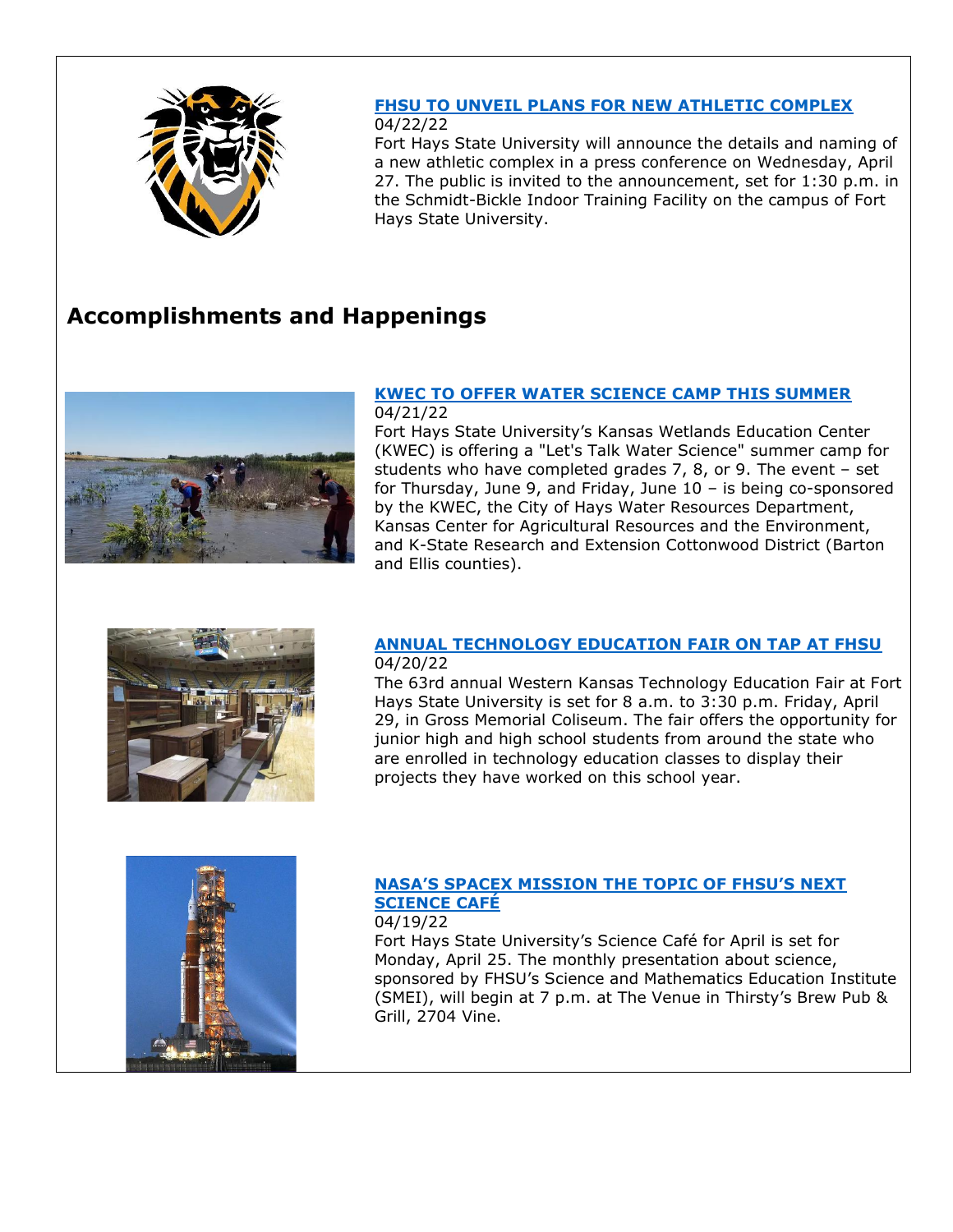**[FHSU TO UNVEIL PLANS FOR NEW ATHLETIC COMPLEX]()**
04/22/22
Fort Hays State University will announce the details and naming of a new athletic complex in a press conference on Wednesday, April 27. The public is invited to the announcement, set for 1:30 p.m. in the Schmidt-Bickle Indoor Training Facility on the campus of Fort Hays State University.

## Accomplishments and Happenings

**[KWEC TO OFFER WATER SCIENCE CAMP THIS SUMMER]()**
04/21/22
Fort Hays State University's Kansas Wetlands Education Center (KWEC) is offering a "Let's Talk Water Science" summer camp for students who have completed grades 7, 8, or 9. The event – set for Thursday, June 9, and Friday, June 10 – is being co-sponsored by the KWEC, the City of Hays Water Resources Department, Kansas Center for Agricultural Resources and the Environment, and K-State Research and Extension Cottonwood District (Barton and Ellis counties).

**[ANNUAL TECHNOLOGY EDUCATION FAIR ON TAP AT FHSU]()**
04/20/22
The 63rd annual Western Kansas Technology Education Fair at Fort Hays State University is set for 8 a.m. to 3:30 p.m. Friday, April 29, in Gross Memorial Coliseum. The fair offers the opportunity for junior high and high school students from around the state who are enrolled in technology education classes to display their projects they have worked on this school year.

**[NASA'S SPACEX MISSION THE TOPIC OF FHSU'S NEXT SCIENCE CAFÉ]()**
04/19/22
Fort Hays State University's Science Café for April is set for Monday, April 25. The monthly presentation about science, sponsored by FHSU's Science and Mathematics Education Institute (SMEI), will begin at 7 p.m. at The Venue in Thirsty's Brew Pub & Grill, 2704 Vine.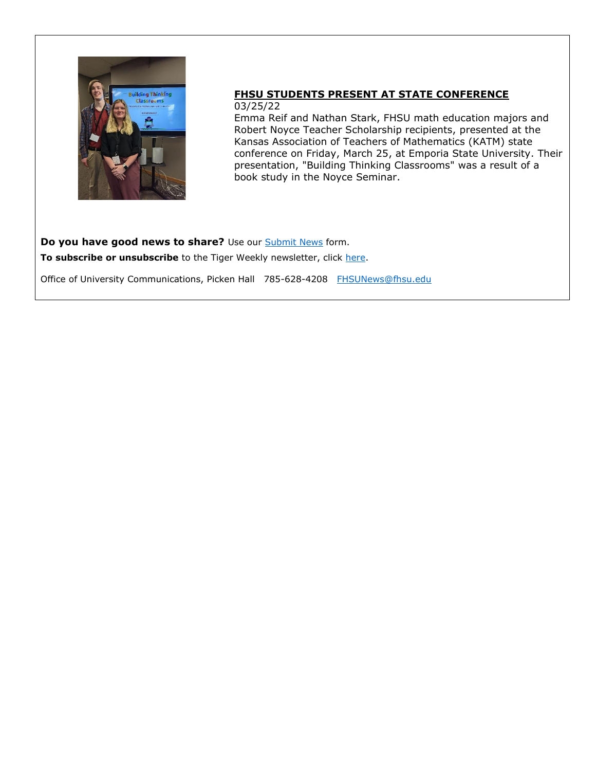## FHSU STUDENTS PRESENT AT STATE CONFERENCE

03/25/22

Emma Reif and Nathan Stark, FHSU math education majors and Robert Noyce Teacher Scholarship recipients, presented at the Kansas Association of Teachers of Mathematics (KATM) state conference on Friday, March 25, at Emporia State University. Their presentation, "Building Thinking Classrooms" was a result of a book study in the Noyce Seminar.

**Do you have good news to share?** Use our Submit News form.

**To subscribe or unsubscribe** to the Tiger Weekly newsletter, click here.

Office of University Communications, Picken Hall 785-628-4208 FHSUNews@fhsu.edu